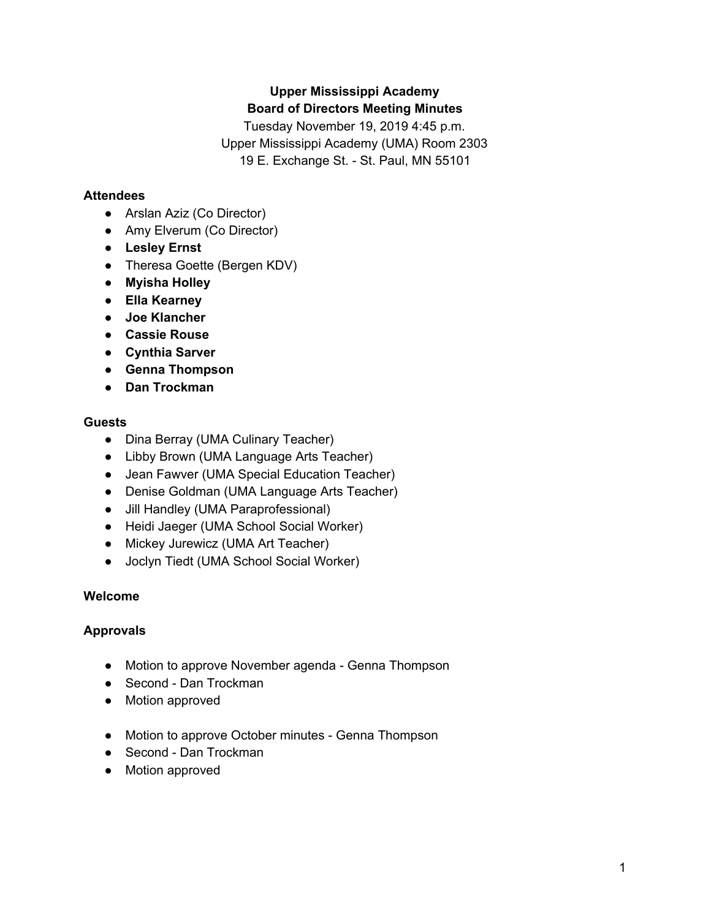# Upper Mississippi Academy
## Board of Directors Meeting Minutes

Tuesday November 19, 2019 4:45 p.m.
Upper Mississippi Academy (UMA) Room 2303
19 E. Exchange St. - St. Paul, MN 55101

### Attendees

- Arslan Aziz (Co Director)
- Amy Elverum (Co Director)
- **Lesley Ernst**
- Theresa Goette (Bergen KDV)
- **Myisha Holley**
- **Ella Kearney**
- **Joe Klancher**
- **Cassie Rouse**
- **Cynthia Sarver**
- **Genna Thompson**
- **Dan Trockman**

### Guests

- Dina Berray (UMA Culinary Teacher)
- Libby Brown (UMA Language Arts Teacher)
- Jean Fawver (UMA Special Education Teacher)
- Denise Goldman (UMA Language Arts Teacher)
- Jill Handley (UMA Paraprofessional)
- Heidi Jaeger (UMA School Social Worker)
- Mickey Jurewicz (UMA Art Teacher)
- Joclyn Tiedt (UMA School Social Worker)

### Welcome

### Approvals

- Motion to approve November agenda - Genna Thompson
- Second - Dan Trockman
- Motion approved

- Motion to approve October minutes - Genna Thompson
- Second - Dan Trockman
- Motion approved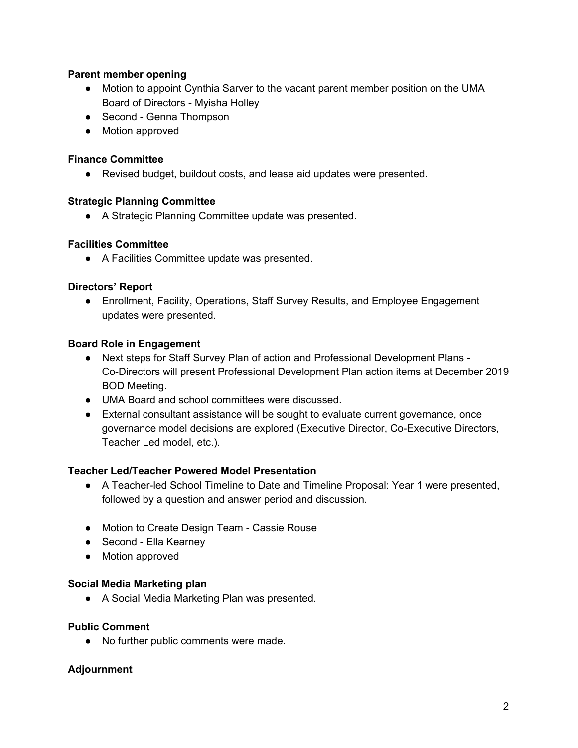**Parent member opening**

- Motion to appoint Cynthia Sarver to the vacant parent member position on the UMA Board of Directors - Myisha Holley
- Second - Genna Thompson
- Motion approved

**Finance Committee**

- Revised budget, buildout costs, and lease aid updates were presented.

**Strategic Planning Committee**

- A Strategic Planning Committee update was presented.

**Facilities Committee**

- A Facilities Committee update was presented.

**Directors' Report**

- Enrollment, Facility, Operations, Staff Survey Results, and Employee Engagement updates were presented.

**Board Role in Engagement**

- Next steps for Staff Survey Plan of action and Professional Development Plans - Co-Directors will present Professional Development Plan action items at December 2019 BOD Meeting.
- UMA Board and school committees were discussed.
- External consultant assistance will be sought to evaluate current governance, once governance model decisions are explored (Executive Director, Co-Executive Directors, Teacher Led model, etc.).

**Teacher Led/Teacher Powered Model Presentation**

- A Teacher-led School Timeline to Date and Timeline Proposal: Year 1 were presented, followed by a question and answer period and discussion.

- Motion to Create Design Team - Cassie Rouse
- Second - Ella Kearney
- Motion approved

**Social Media Marketing plan**

- A Social Media Marketing Plan was presented.

**Public Comment**

- No further public comments were made.

**Adjournment**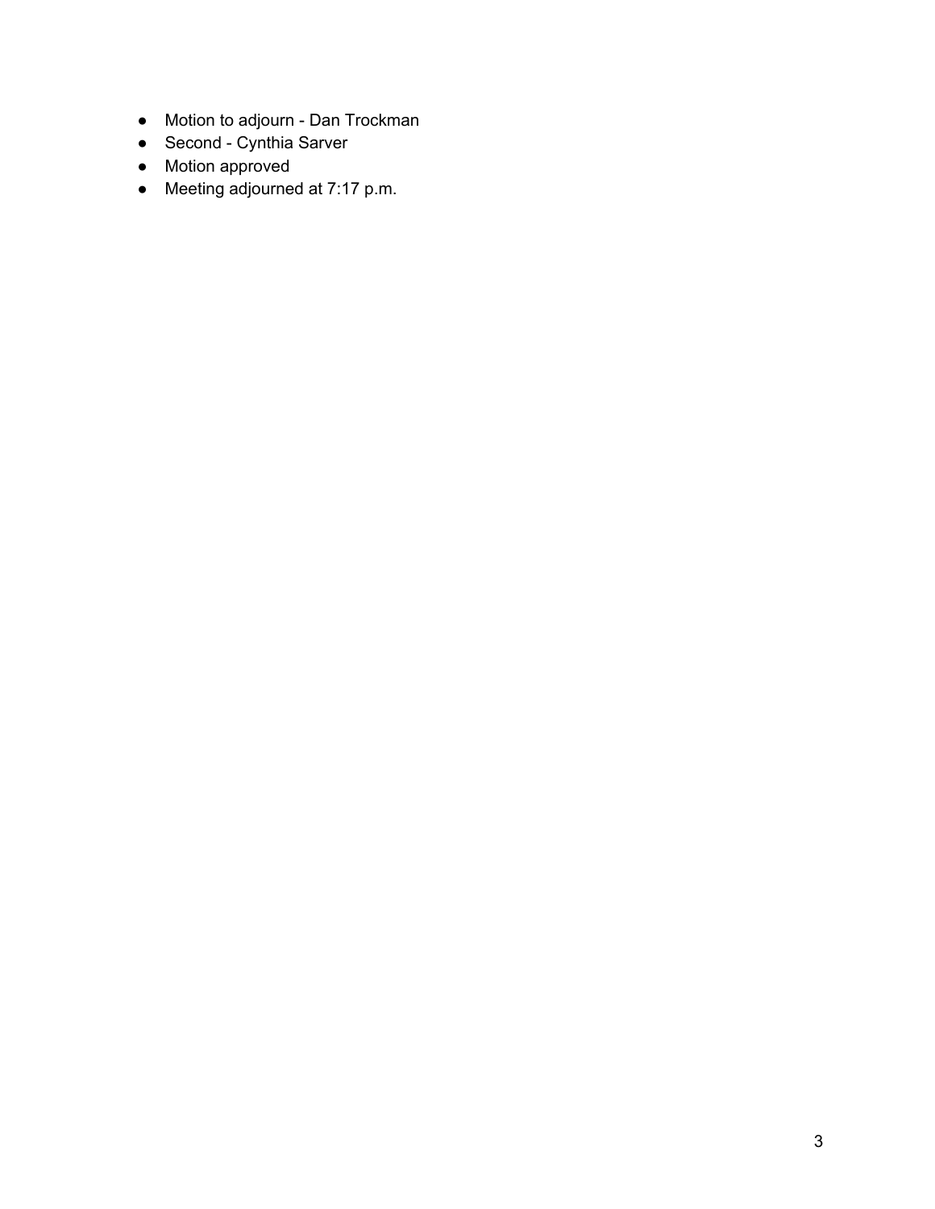- Motion to adjourn - Dan Trockman
- Second - Cynthia Sarver
- Motion approved
- Meeting adjourned at 7:17 p.m.